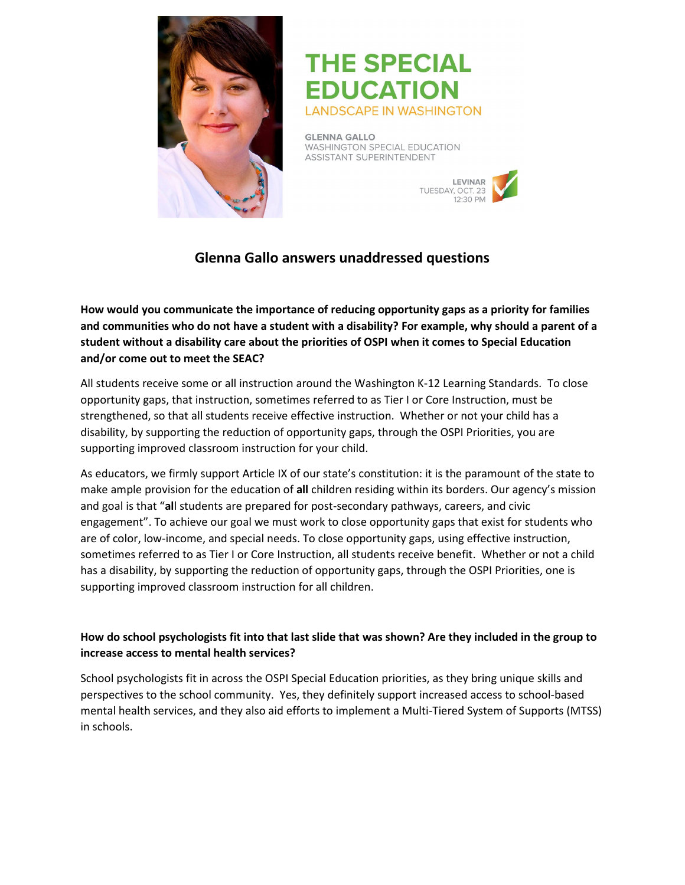# THE SPECIAL EDUCATION

LANDSCAPE IN WASHINGTON

GLENNA GALLO
WASHINGTON SPECIAL EDUCATION
ASSISTANT SUPERINTENDENT

LEVINAR
TUESDAY, OCT. 23
12:30 PM

## Glenna Gallo answers unaddressed questions

**How would you communicate the importance of reducing opportunity gaps as a priority for families and communities who do not have a student with a disability? For example, why should a parent of a student without a disability care about the priorities of OSPI when it comes to Special Education and/or come out to meet the SEAC?**

All students receive some or all instruction around the Washington K-12 Learning Standards. To close opportunity gaps, that instruction, sometimes referred to as Tier I or Core Instruction, must be strengthened, so that all students receive effective instruction. Whether or not your child has a disability, by supporting the reduction of opportunity gaps, through the OSPI Priorities, you are supporting improved classroom instruction for your child.

As educators, we firmly support Article IX of our state's constitution: it is the paramount of the state to make ample provision for the education of **all** children residing within its borders. Our agency's mission and goal is that "**al**l students are prepared for post-secondary pathways, careers, and civic engagement". To achieve our goal we must work to close opportunity gaps that exist for students who are of color, low-income, and special needs. To close opportunity gaps, using effective instruction, sometimes referred to as Tier I or Core Instruction, all students receive benefit. Whether or not a child has a disability, by supporting the reduction of opportunity gaps, through the OSPI Priorities, one is supporting improved classroom instruction for all children.

**How do school psychologists fit into that last slide that was shown? Are they included in the group to increase access to mental health services?**

School psychologists fit in across the OSPI Special Education priorities, as they bring unique skills and perspectives to the school community. Yes, they definitely support increased access to school-based mental health services, and they also aid efforts to implement a Multi-Tiered System of Supports (MTSS) in schools.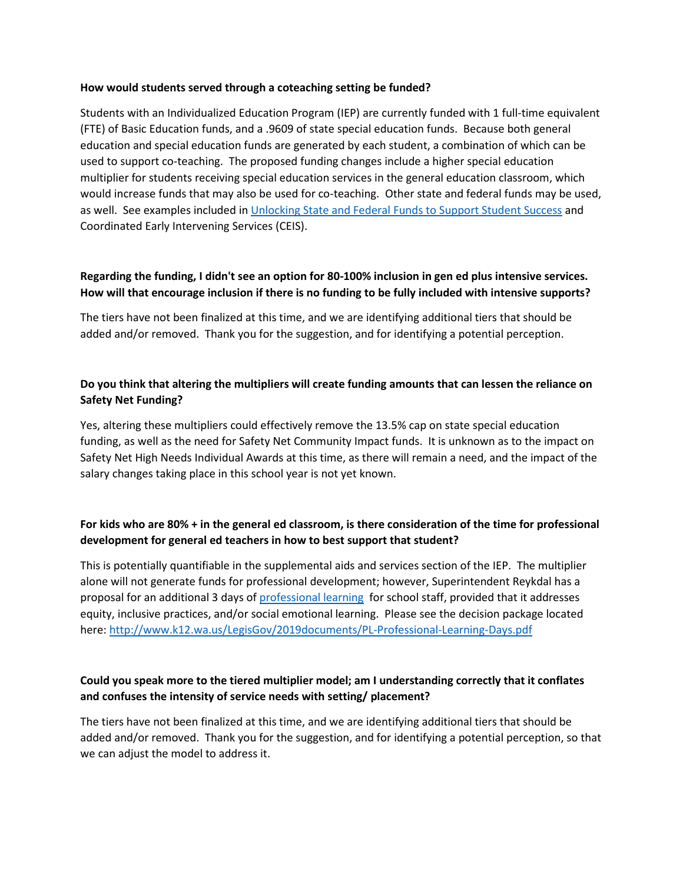**How would students served through a coteaching setting be funded?**

Students with an Individualized Education Program (IEP) are currently funded with 1 full-time equivalent (FTE) of Basic Education funds, and a .9609 of state special education funds. Because both general education and special education funds are generated by each student, a combination of which can be used to support co-teaching. The proposed funding changes include a higher special education multiplier for students receiving special education services in the general education classroom, which would increase funds that may also be used for co-teaching. Other state and federal funds may be used, as well. See examples included in [Unlocking State and Federal Funds to Support Student Success]() and Coordinated Early Intervening Services (CEIS).

**Regarding the funding, I didn't see an option for 80-100% inclusion in gen ed plus intensive services. How will that encourage inclusion if there is no funding to be fully included with intensive supports?**

The tiers have not been finalized at this time, and we are identifying additional tiers that should be added and/or removed. Thank you for the suggestion, and for identifying a potential perception.

**Do you think that altering the multipliers will create funding amounts that can lessen the reliance on Safety Net Funding?**

Yes, altering these multipliers could effectively remove the 13.5% cap on state special education funding, as well as the need for Safety Net Community Impact funds. It is unknown as to the impact on Safety Net High Needs Individual Awards at this time, as there will remain a need, and the impact of the salary changes taking place in this school year is not yet known.

**For kids who are 80% + in the general ed classroom, is there consideration of the time for professional development for general ed teachers in how to best support that student?**

This is potentially quantifiable in the supplemental aids and services section of the IEP. The multiplier alone will not generate funds for professional development; however, Superintendent Reykdal has a proposal for an additional 3 days of [professional learning]() for school staff, provided that it addresses equity, inclusive practices, and/or social emotional learning. Please see the decision package located here: http://www.k12.wa.us/LegisGov/2019documents/PL-Professional-Learning-Days.pdf

**Could you speak more to the tiered multiplier model; am I understanding correctly that it conflates and confuses the intensity of service needs with setting/ placement?**

The tiers have not been finalized at this time, and we are identifying additional tiers that should be added and/or removed. Thank you for the suggestion, and for identifying a potential perception, so that we can adjust the model to address it.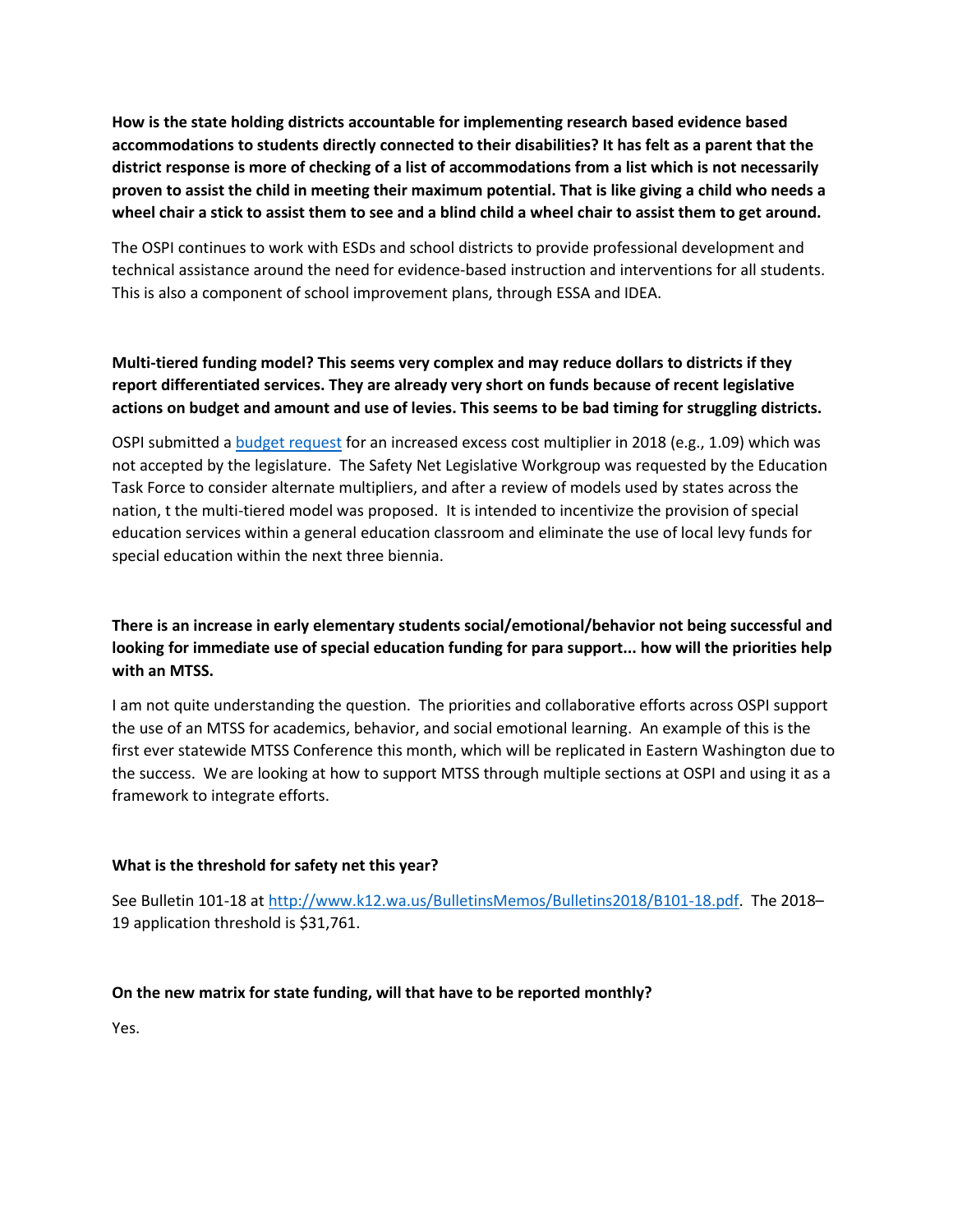**How is the state holding districts accountable for implementing research based evidence based accommodations to students directly connected to their disabilities? It has felt as a parent that the district response is more of checking of a list of accommodations from a list which is not necessarily proven to assist the child in meeting their maximum potential. That is like giving a child who needs a wheel chair a stick to assist them to see and a blind child a wheel chair to assist them to get around.**

The OSPI continues to work with ESDs and school districts to provide professional development and technical assistance around the need for evidence-based instruction and interventions for all students. This is also a component of school improvement plans, through ESSA and IDEA.

**Multi-tiered funding model? This seems very complex and may reduce dollars to districts if they report differentiated services. They are already very short on funds because of recent legislative actions on budget and amount and use of levies. This seems to be bad timing for struggling districts.**

OSPI submitted a budget request for an increased excess cost multiplier in 2018 (e.g., 1.09) which was not accepted by the legislature. The Safety Net Legislative Workgroup was requested by the Education Task Force to consider alternate multipliers, and after a review of models used by states across the nation, t the multi-tiered model was proposed. It is intended to incentivize the provision of special education services within a general education classroom and eliminate the use of local levy funds for special education within the next three biennia.

**There is an increase in early elementary students social/emotional/behavior not being successful and looking for immediate use of special education funding for para support... how will the priorities help with an MTSS.**

I am not quite understanding the question. The priorities and collaborative efforts across OSPI support the use of an MTSS for academics, behavior, and social emotional learning. An example of this is the first ever statewide MTSS Conference this month, which will be replicated in Eastern Washington due to the success. We are looking at how to support MTSS through multiple sections at OSPI and using it as a framework to integrate efforts.

**What is the threshold for safety net this year?**

See Bulletin 101-18 at http://www.k12.wa.us/BulletinsMemos/Bulletins2018/B101-18.pdf. The 2018–19 application threshold is $31,761.

**On the new matrix for state funding, will that have to be reported monthly?**

Yes.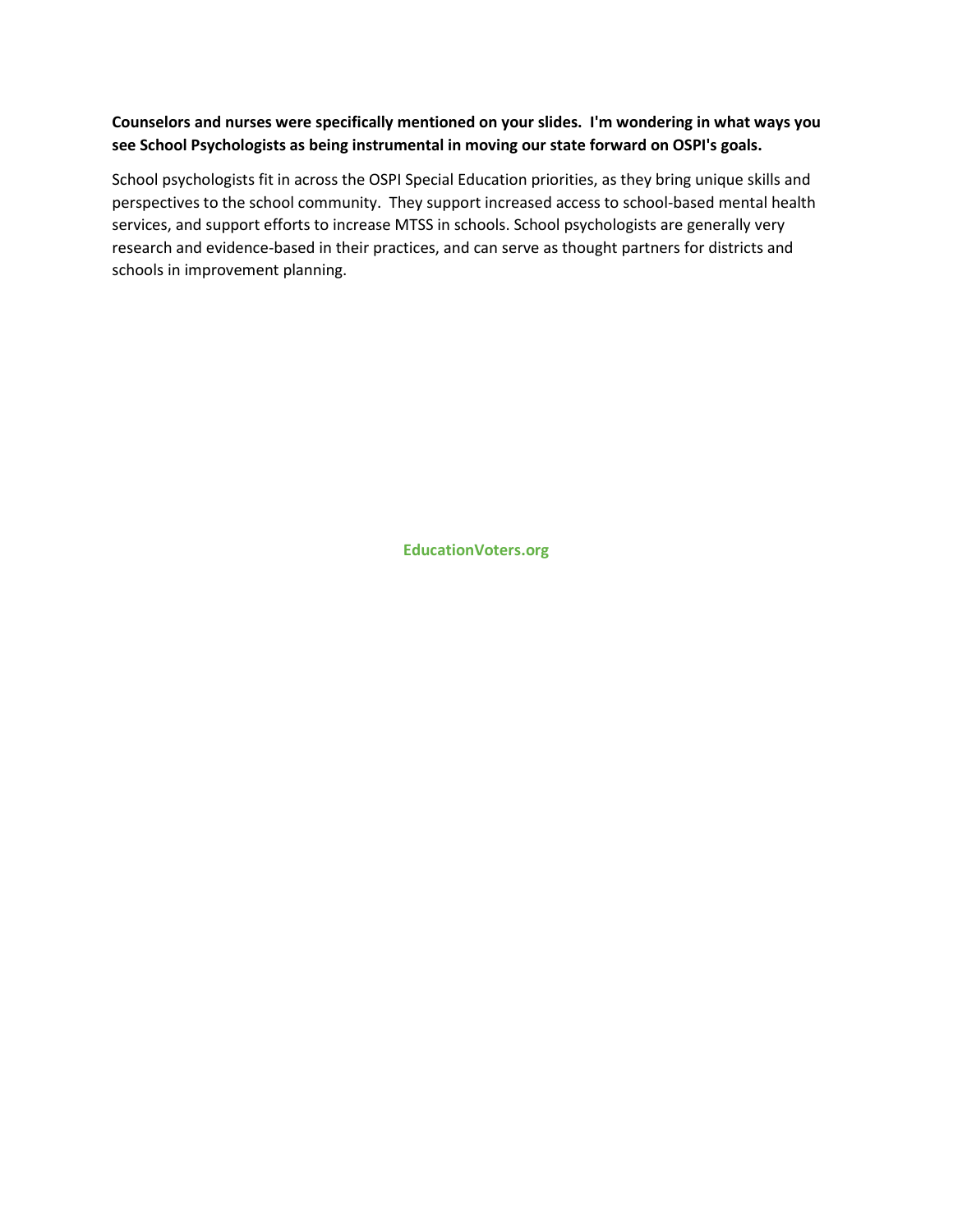**Counselors and nurses were specifically mentioned on your slides. I'm wondering in what ways you see School Psychologists as being instrumental in moving our state forward on OSPI's goals.**

School psychologists fit in across the OSPI Special Education priorities, as they bring unique skills and perspectives to the school community. They support increased access to school-based mental health services, and support efforts to increase MTSS in schools. School psychologists are generally very research and evidence-based in their practices, and can serve as thought partners for districts and schools in improvement planning.